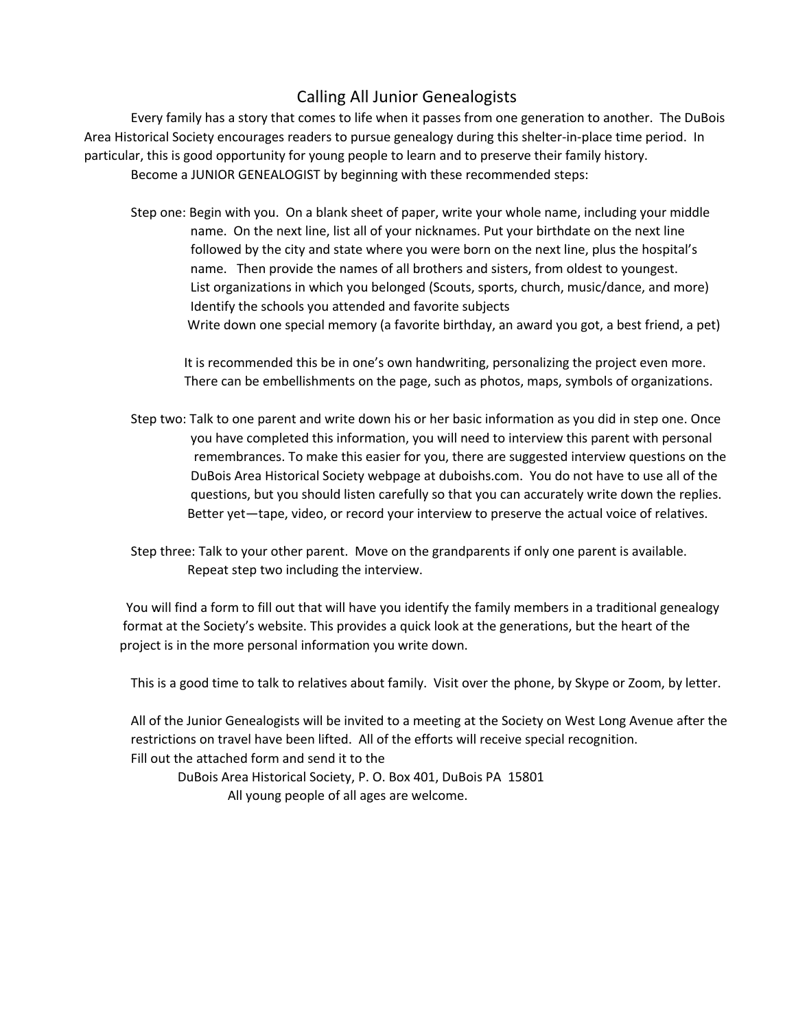# Calling All Junior Genealogists

Every family has a story that comes to life when it passes from one generation to another. The DuBois Area Historical Society encourages readers to pursue genealogy during this shelter-in-place time period. In particular, this is good opportunity for young people to learn and to preserve their family history.

Become a JUNIOR GENEALOGIST by beginning with these recommended steps:

Step one: Begin with you. On a blank sheet of paper, write your whole name, including your middle name. On the next line, list all of your nicknames. Put your birthdate on the next line followed by the city and state where you were born on the next line, plus the hospital's name. Then provide the names of all brothers and sisters, from oldest to youngest.
List organizations in which you belonged (Scouts, sports, church, music/dance, and more)
Identify the schools you attended and favorite subjects
Write down one special memory (a favorite birthday, an award you got, a best friend, a pet)

It is recommended this be in one's own handwriting, personalizing the project even more. There can be embellishments on the page, such as photos, maps, symbols of organizations.

Step two: Talk to one parent and write down his or her basic information as you did in step one. Once you have completed this information, you will need to interview this parent with personal remembrances. To make this easier for you, there are suggested interview questions on the DuBois Area Historical Society webpage at duboishs.com. You do not have to use all of the questions, but you should listen carefully so that you can accurately write down the replies. Better yet—tape, video, or record your interview to preserve the actual voice of relatives.

Step three: Talk to your other parent. Move on the grandparents if only one parent is available. Repeat step two including the interview.

You will find a form to fill out that will have you identify the family members in a traditional genealogy format at the Society's website. This provides a quick look at the generations, but the heart of the project is in the more personal information you write down.

This is a good time to talk to relatives about family. Visit over the phone, by Skype or Zoom, by letter.

All of the Junior Genealogists will be invited to a meeting at the Society on West Long Avenue after the restrictions on travel have been lifted. All of the efforts will receive special recognition.
Fill out the attached form and send it to the

DuBois Area Historical Society, P. O. Box 401, DuBois PA 15801

All young people of all ages are welcome.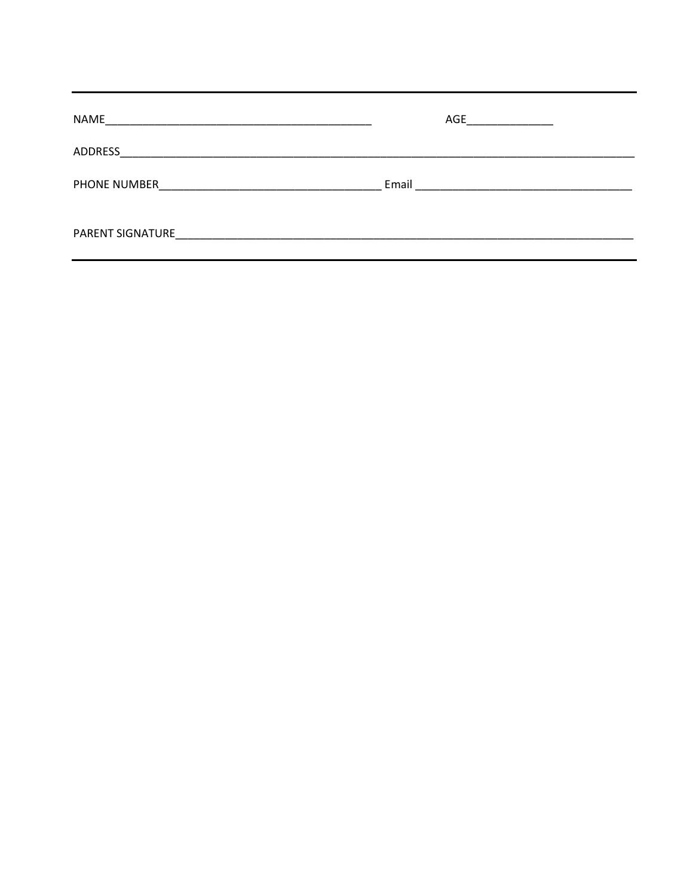---

NAME_______________________________________________ AGE_______________

ADDRESS___________________________________________________________________________________________

PHONE NUMBER______________________________________ Email ______________________________________

PARENT SIGNATURE__________________________________________________________________________________

---